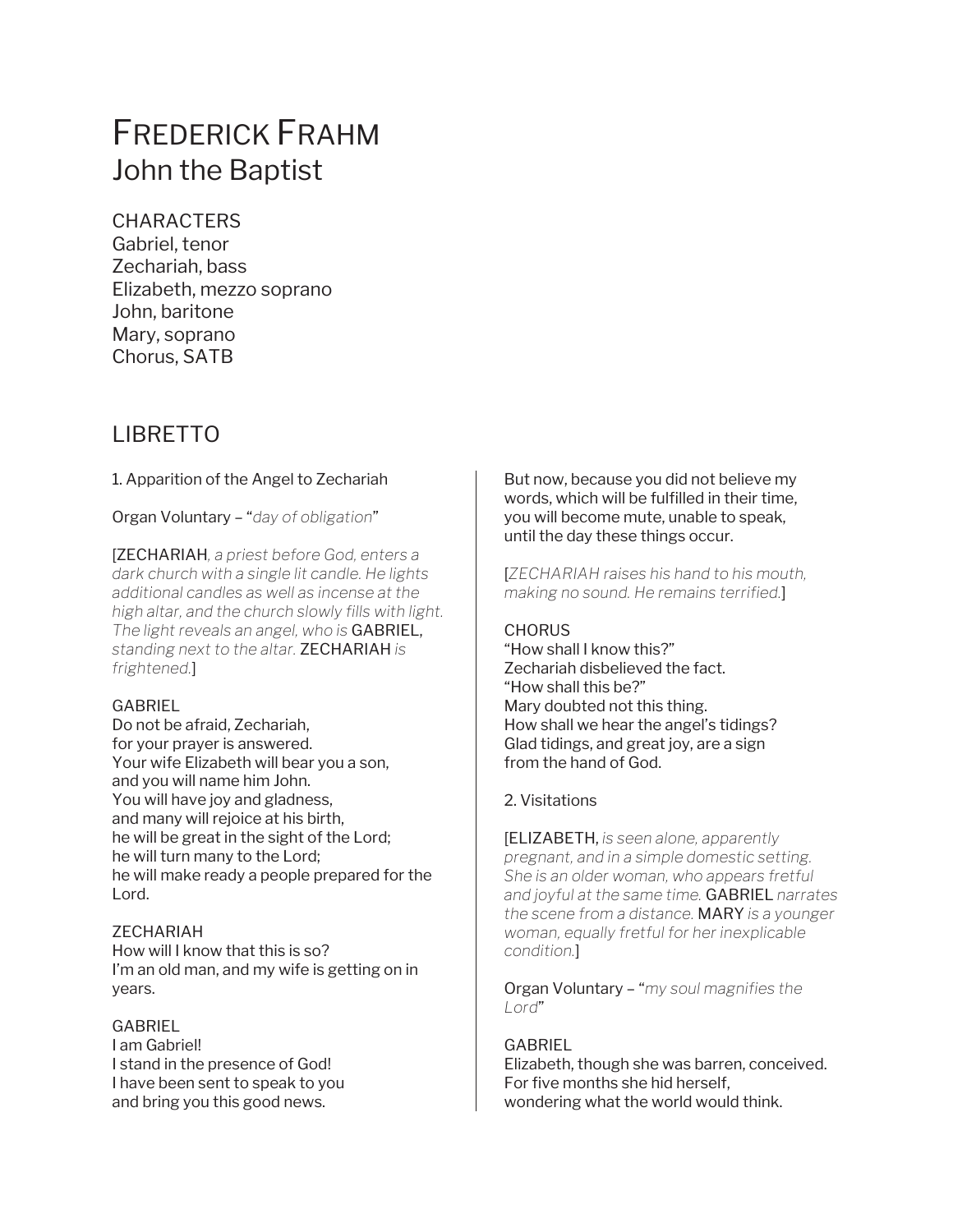# Frederick Frahm
## John the Baptist

### CHARACTERS

Gabriel, tenor
Zechariah, bass
Elizabeth, mezzo soprano
John, baritone
Mary, soprano
Chorus, SATB

## LIBRETTO

1. Apparition of the Angel to Zechariah

Organ Voluntary – "*day of obligation*"

[ZECHARIAH*, a priest before God, enters a dark church with a single lit candle. He lights additional candles as well as incense at the high altar, and the church slowly fills with light. The light reveals an angel, who is* GABRIEL, *standing next to the altar.* ZECHARIAH *is frightened.*]

GABRIEL
Do not be afraid, Zechariah,
for your prayer is answered.
Your wife Elizabeth will bear you a son,
and you will name him John.
You will have joy and gladness,
and many will rejoice at his birth,
he will be great in the sight of the Lord;
he will turn many to the Lord;
he will make ready a people prepared for the Lord.

ZECHARIAH
How will I know that this is so?
I'm an old man, and my wife is getting on in years.

GABRIEL
I am Gabriel!
I stand in the presence of God!
I have been sent to speak to you
and bring you this good news.
But now, because you did not believe my words, which will be fulfilled in their time,
you will become mute, unable to speak,
until the day these things occur.

[*ZECHARIAH raises his hand to his mouth, making no sound. He remains terrified.*]

CHORUS
"How shall I know this?"
Zechariah disbelieved the fact.
"How shall this be?"
Mary doubted not this thing.
How shall we hear the angel's tidings?
Glad tidings, and great joy, are a sign
from the hand of God.

2. Visitations

[ELIZABETH, *is seen alone, apparently pregnant, and in a simple domestic setting. She is an older woman, who appears fretful and joyful at the same time.* GABRIEL *narrates the scene from a distance.* MARY *is a younger woman, equally fretful for her inexplicable condition.*]

Organ Voluntary – "*my soul magnifies the Lord*"

GABRIEL
Elizabeth, though she was barren, conceived.
For five months she hid herself,
wondering what the world would think.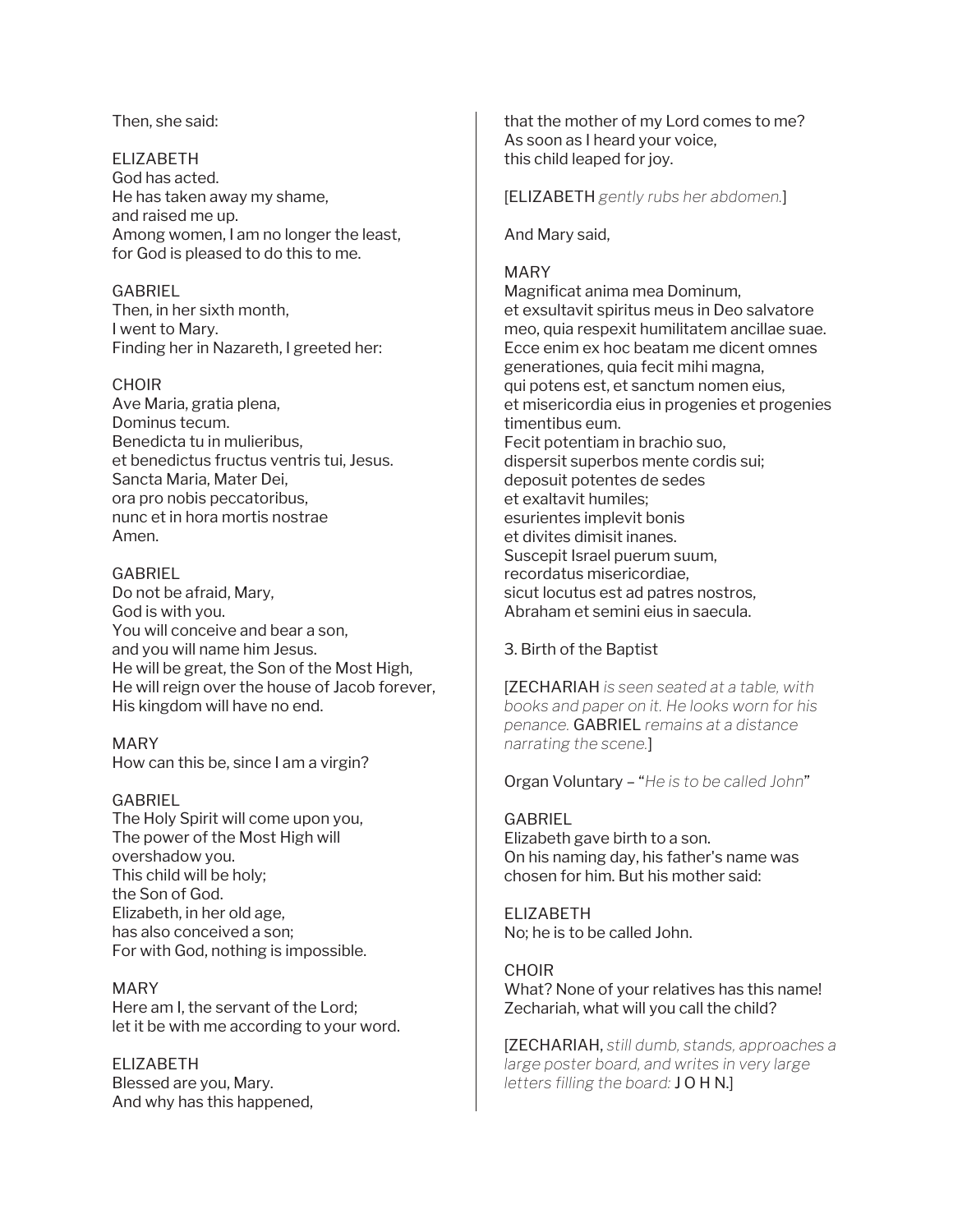Then, she said:

ELIZABETH
God has acted.
He has taken away my shame,
and raised me up.
Among women, I am no longer the least,
for God is pleased to do this to me.

GABRIEL
Then, in her sixth month,
I went to Mary.
Finding her in Nazareth, I greeted her:

CHOIR
Ave Maria, gratia plena,
Dominus tecum.
Benedicta tu in mulieribus,
et benedictus fructus ventris tui, Jesus.
Sancta Maria, Mater Dei,
ora pro nobis peccatoribus,
nunc et in hora mortis nostrae
Amen.

GABRIEL
Do not be afraid, Mary,
God is with you.
You will conceive and bear a son,
and you will name him Jesus.
He will be great, the Son of the Most High,
He will reign over the house of Jacob forever,
His kingdom will have no end.

MARY
How can this be, since I am a virgin?

GABRIEL
The Holy Spirit will come upon you,
The power of the Most High will
overshadow you.
This child will be holy;
the Son of God.
Elizabeth, in her old age,
has also conceived a son;
For with God, nothing is impossible.

MARY
Here am I, the servant of the Lord;
let it be with me according to your word.

ELIZABETH
Blessed are you, Mary.
And why has this happened,
that the mother of my Lord comes to me?
As soon as I heard your voice,
this child leaped for joy.

[ELIZABETH *gently rubs her abdomen.*]

And Mary said,

MARY
Magnificat anima mea Dominum,
et exsultavit spiritus meus in Deo salvatore
meo, quia respexit humilitatem ancillae suae.
Ecce enim ex hoc beatam me dicent omnes
generationes, quia fecit mihi magna,
qui potens est, et sanctum nomen eius,
et misericordia eius in progenies et progenies
timentibus eum.
Fecit potentiam in brachio suo,
dispersit superbos mente cordis sui;
deposuit potentes de sedes
et exaltavit humiles;
esurientes implevit bonis
et divites dimisit inanes.
Suscepit Israel puerum suum,
recordatus misericordiae,
sicut locutus est ad patres nostros,
Abraham et semini eius in saecula.

3. Birth of the Baptist

[ZECHARIAH *is seen seated at a table, with books and paper on it. He looks worn for his penance.* GABRIEL *remains at a distance narrating the scene.*]

Organ Voluntary – "*He is to be called John*"

GABRIEL
Elizabeth gave birth to a son.
On his naming day, his father's name was
chosen for him. But his mother said:

ELIZABETH
No; he is to be called John.

CHOIR
What? None of your relatives has this name!
Zechariah, what will you call the child?

[ZECHARIAH, *still dumb, stands, approaches a large poster board, and writes in very large letters filling the board:* J O H N.]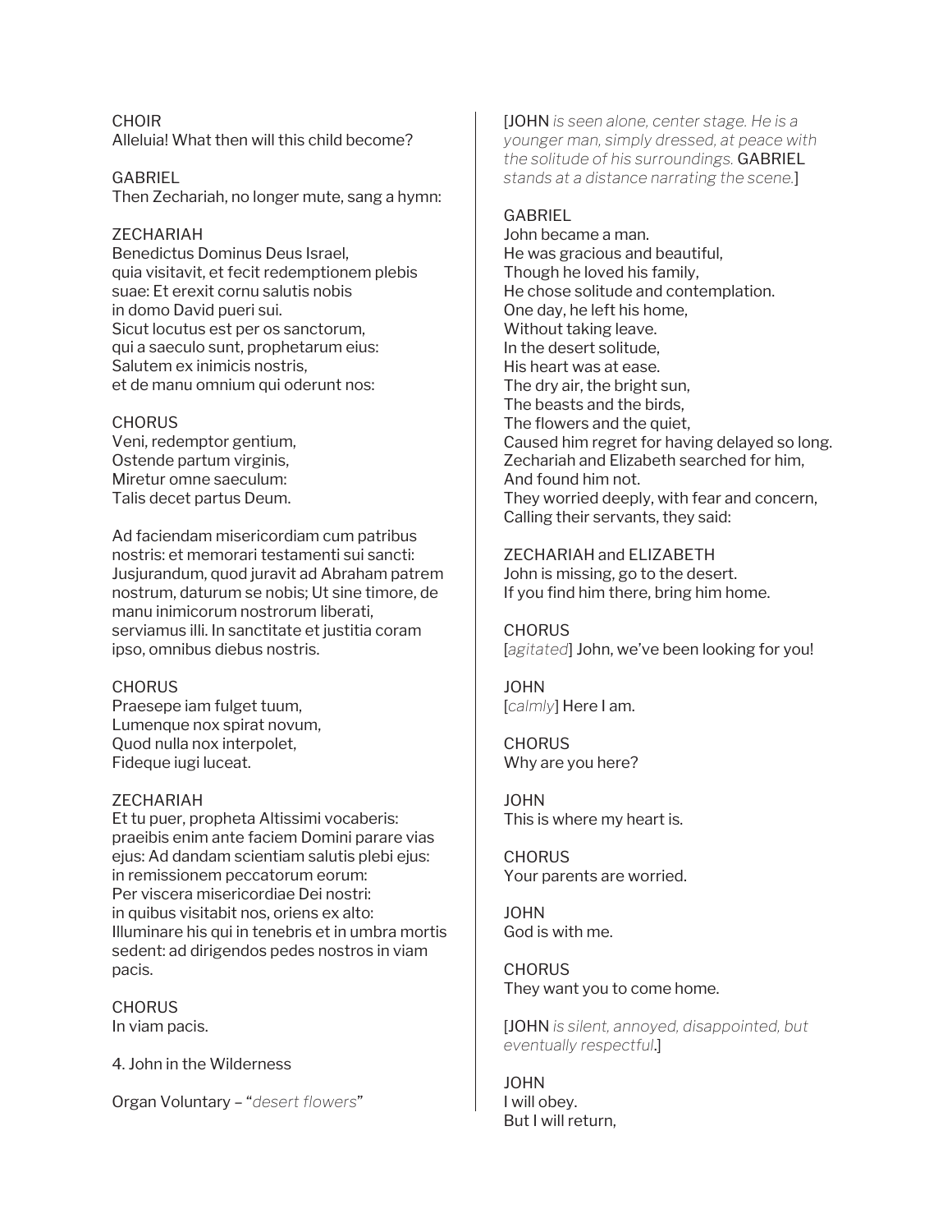CHOIR
Alleluia! What then will this child become?

GABRIEL
Then Zechariah, no longer mute, sang a hymn:

ZECHARIAH
Benedictus Dominus Deus Israel,
quia visitavit, et fecit redemptionem plebis
suae: Et erexit cornu salutis nobis
in domo David pueri sui.
Sicut locutus est per os sanctorum,
qui a saeculo sunt, prophetarum eius:
Salutem ex inimicis nostris,
et de manu omnium qui oderunt nos:

CHORUS
Veni, redemptor gentium,
Ostende partum virginis,
Miretur omne saeculum:
Talis decet partus Deum.

Ad faciendam misericordiam cum patribus nostris: et memorari testamenti sui sancti: Jusjurandum, quod juravit ad Abraham patrem nostrum, daturum se nobis; Ut sine timore, de manu inimicorum nostrorum liberati, serviamus illi. In sanctitate et justitia coram ipso, omnibus diebus nostris.

CHORUS
Praesepe iam fulget tuum,
Lumenque nox spirat novum,
Quod nulla nox interpolet,
Fideque iugi luceat.

ZECHARIAH
Et tu puer, propheta Altissimi vocaberis:
praeibis enim ante faciem Domini parare vias
ejus: Ad dandam scientiam salutis plebi ejus:
in remissionem peccatorum eorum:
Per viscera misericordiae Dei nostri:
in quibus visitabit nos, oriens ex alto:
Illuminare his qui in tenebris et in umbra mortis
sedent: ad dirigendos pedes nostros in viam
pacis.

CHORUS
In viam pacis.

4. John in the Wilderness

Organ Voluntary – "*desert flowers*"

[JOHN *is seen alone, center stage. He is a younger man, simply dressed, at peace with the solitude of his surroundings.* GABRIEL *stands at a distance narrating the scene.*]

GABRIEL
John became a man.
He was gracious and beautiful,
Though he loved his family,
He chose solitude and contemplation.
One day, he left his home,
Without taking leave.
In the desert solitude,
His heart was at ease.
The dry air, the bright sun,
The beasts and the birds,
The flowers and the quiet,
Caused him regret for having delayed so long.
Zechariah and Elizabeth searched for him,
And found him not.
They worried deeply, with fear and concern,
Calling their servants, they said:

ZECHARIAH and ELIZABETH
John is missing, go to the desert.
If you find him there, bring him home.

CHORUS
[*agitated*] John, we've been looking for you!

JOHN
[*calmly*] Here I am.

CHORUS
Why are you here?

JOHN
This is where my heart is.

CHORUS
Your parents are worried.

JOHN
God is with me.

CHORUS
They want you to come home.

[JOHN *is silent, annoyed, disappointed, but eventually respectful*.]

JOHN
I will obey.
But I will return,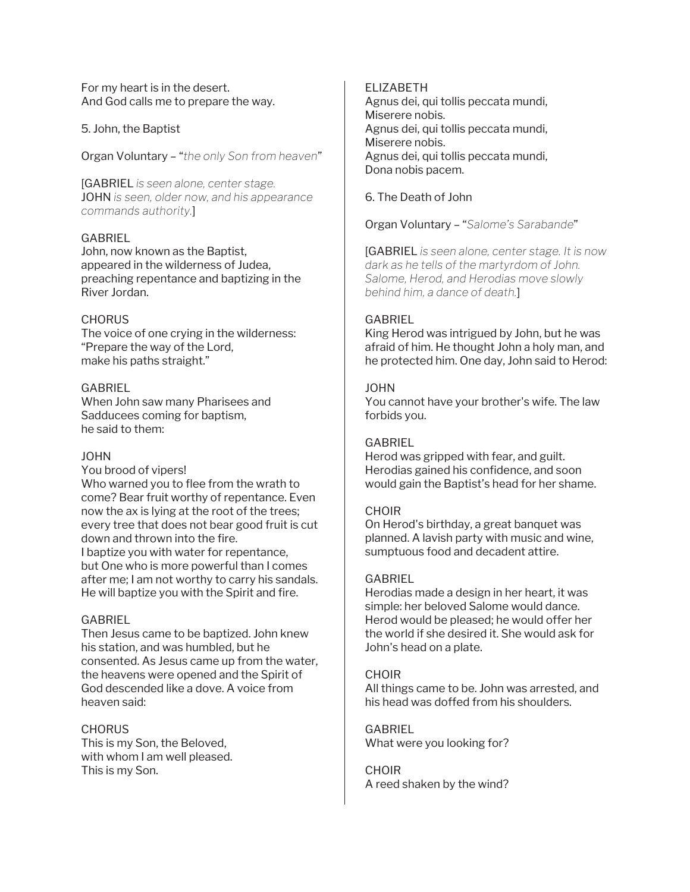For my heart is in the desert.
And God calls me to prepare the way.

5. John, the Baptist

Organ Voluntary – "*the only Son from heaven*"

[GABRIEL *is seen alone, center stage.* JOHN *is seen, older now, and his appearance commands authority.*]

GABRIEL
John, now known as the Baptist, appeared in the wilderness of Judea, preaching repentance and baptizing in the River Jordan.

CHORUS
The voice of one crying in the wilderness:
"Prepare the way of the Lord,
make his paths straight."

GABRIEL
When John saw many Pharisees and Sadducees coming for baptism,
he said to them:

JOHN
You brood of vipers!
Who warned you to flee from the wrath to come? Bear fruit worthy of repentance. Even now the ax is lying at the root of the trees; every tree that does not bear good fruit is cut down and thrown into the fire.
I baptize you with water for repentance, but One who is more powerful than I comes after me; I am not worthy to carry his sandals. He will baptize you with the Spirit and fire.

GABRIEL
Then Jesus came to be baptized. John knew his station, and was humbled, but he consented. As Jesus came up from the water, the heavens were opened and the Spirit of God descended like a dove. A voice from heaven said:

CHORUS
This is my Son, the Beloved,
with whom I am well pleased.
This is my Son.

ELIZABETH
Agnus dei, qui tollis peccata mundi,
Miserere nobis.
Agnus dei, qui tollis peccata mundi,
Miserere nobis.
Agnus dei, qui tollis peccata mundi,
Dona nobis pacem.

6. The Death of John

Organ Voluntary – "*Salome's Sarabande*"

[GABRIEL *is seen alone, center stage. It is now dark as he tells of the martyrdom of John. Salome, Herod, and Herodias move slowly behind him, a dance of death.*]

GABRIEL
King Herod was intrigued by John, but he was afraid of him. He thought John a holy man, and he protected him. One day, John said to Herod:

JOHN
You cannot have your brother's wife. The law forbids you.

GABRIEL
Herod was gripped with fear, and guilt. Herodias gained his confidence, and soon would gain the Baptist's head for her shame.

CHOIR
On Herod's birthday, a great banquet was planned. A lavish party with music and wine, sumptuous food and decadent attire.

GABRIEL
Herodias made a design in her heart, it was simple: her beloved Salome would dance. Herod would be pleased; he would offer her the world if she desired it. She would ask for John's head on a plate.

CHOIR
All things came to be. John was arrested, and his head was doffed from his shoulders.

GABRIEL
What were you looking for?

CHOIR
A reed shaken by the wind?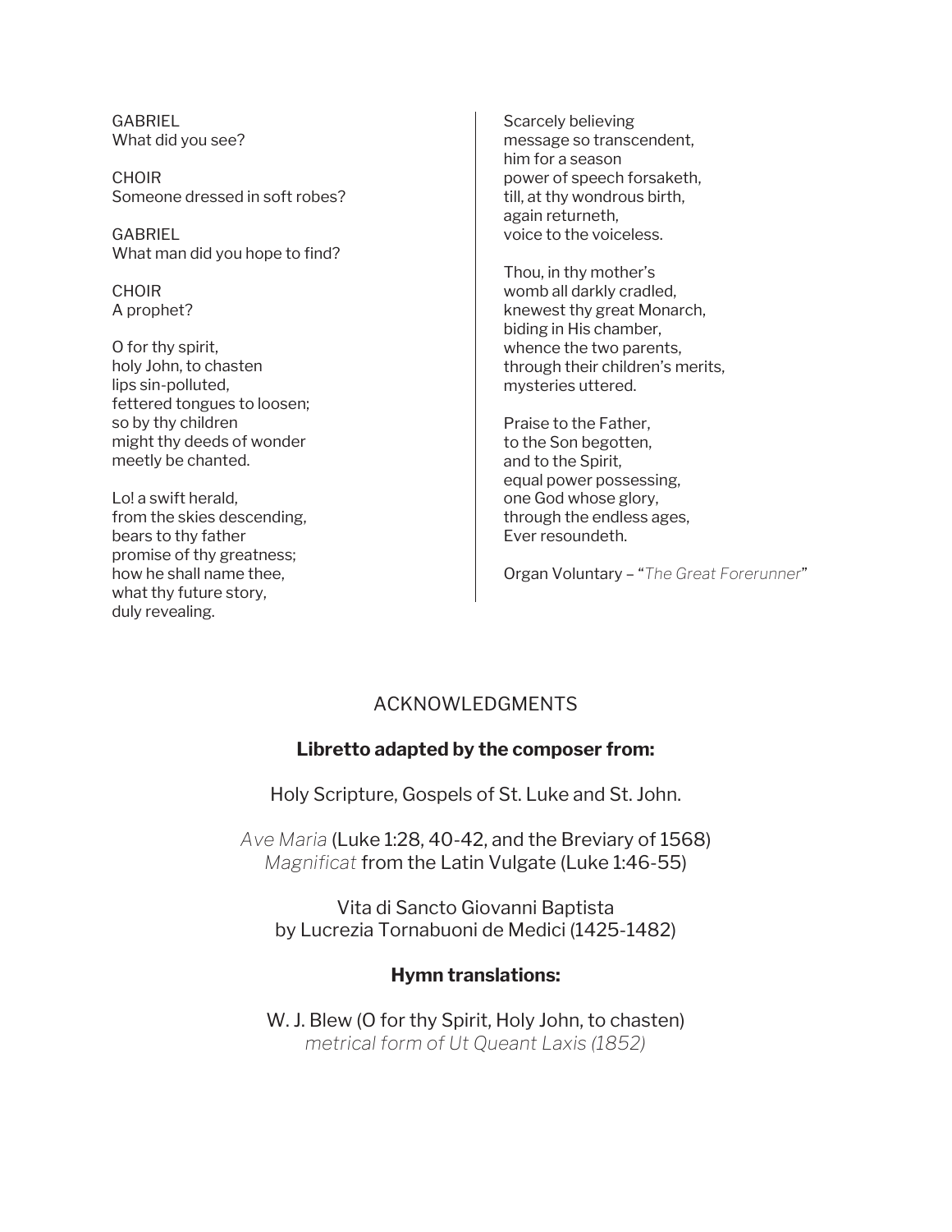GABRIEL
What did you see?

CHOIR
Someone dressed in soft robes?

GABRIEL
What man did you hope to find?

CHOIR
A prophet?

O for thy spirit,
holy John, to chasten
lips sin-polluted,
fettered tongues to loosen;
so by thy children
might thy deeds of wonder
meetly be chanted.

Lo! a swift herald,
from the skies descending,
bears to thy father
promise of thy greatness;
how he shall name thee,
what thy future story,
duly revealing.

Scarcely believing
message so transcendent,
him for a season
power of speech forsaketh,
till, at thy wondrous birth,
again returneth,
voice to the voiceless.

Thou, in thy mother's
womb all darkly cradled,
knewest thy great Monarch,
biding in His chamber,
whence the two parents,
through their children's merits,
mysteries uttered.

Praise to the Father,
to the Son begotten,
and to the Spirit,
equal power possessing,
one God whose glory,
through the endless ages,
Ever resoundeth.

Organ Voluntary – "*The Great Forerunner*"

## ACKNOWLEDGMENTS

**Libretto adapted by the composer from:**

Holy Scripture, Gospels of St. Luke and St. John.

*Ave Maria* (Luke 1:28, 40-42, and the Breviary of 1568)
*Magnificat* from the Latin Vulgate (Luke 1:46-55)

Vita di Sancto Giovanni Baptista
by Lucrezia Tornabuoni de Medici (1425-1482)

**Hymn translations:**

W. J. Blew (O for thy Spirit, Holy John, to chasten)
*metrical form of Ut Queant Laxis (1852)*